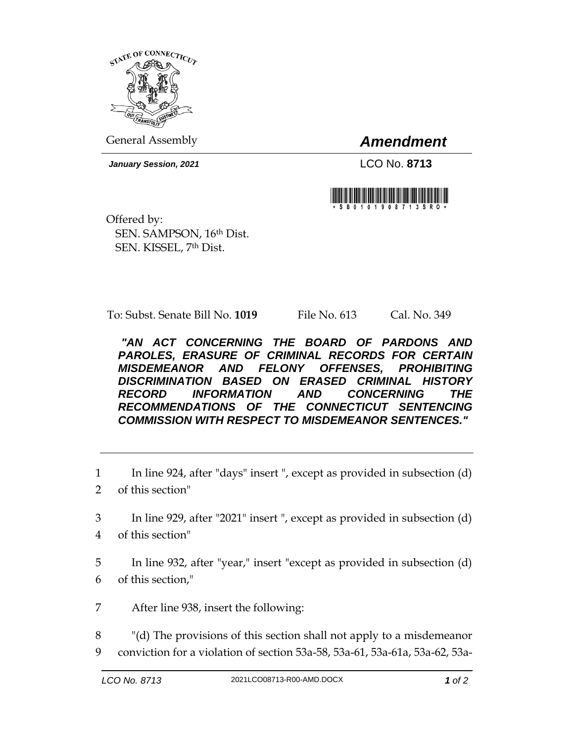General Assembly

# *Amendment*

***January Session, 2021***

LCO No. **8713**

Offered by:
SEN. SAMPSON, 16th Dist.
SEN. KISSEL, 7th Dist.

To: Subst. Senate Bill No. **1019** File No. 613 Cal. No. 349

***"AN ACT CONCERNING THE BOARD OF PARDONS AND PAROLES, ERASURE OF CRIMINAL RECORDS FOR CERTAIN MISDEMEANOR AND FELONY OFFENSES, PROHIBITING DISCRIMINATION BASED ON ERASED CRIMINAL HISTORY RECORD INFORMATION AND CONCERNING THE RECOMMENDATIONS OF THE CONNECTICUT SENTENCING COMMISSION WITH RESPECT TO MISDEMEANOR SENTENCES."***

1 In line 924, after "days" insert ", except as provided in subsection (d)
2 of this section"

3 In line 929, after "2021" insert ", except as provided in subsection (d)
4 of this section"

5 In line 932, after "year," insert "except as provided in subsection (d)
6 of this section,"

7 After line 938, insert the following:

8 "(d) The provisions of this section shall not apply to a misdemeanor
9 conviction for a violation of section 53a-58, 53a-61, 53a-61a, 53a-62, 53a-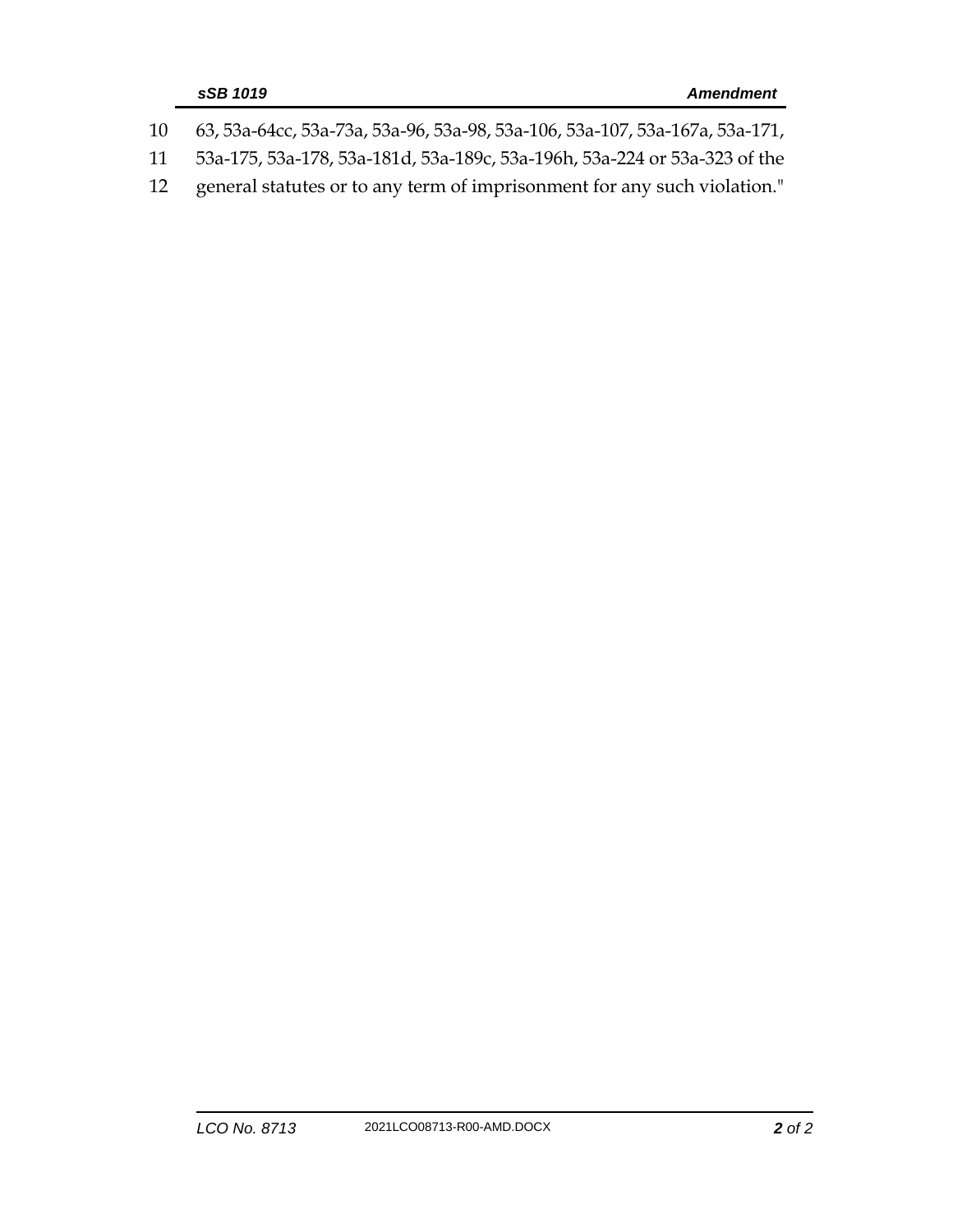10 63, 53a-64cc, 53a-73a, 53a-96, 53a-98, 53a-106, 53a-107, 53a-167a, 53a-171,
11 53a-175, 53a-178, 53a-181d, 53a-189c, 53a-196h, 53a-224 or 53a-323 of the
12 general statutes or to any term of imprisonment for any such violation."